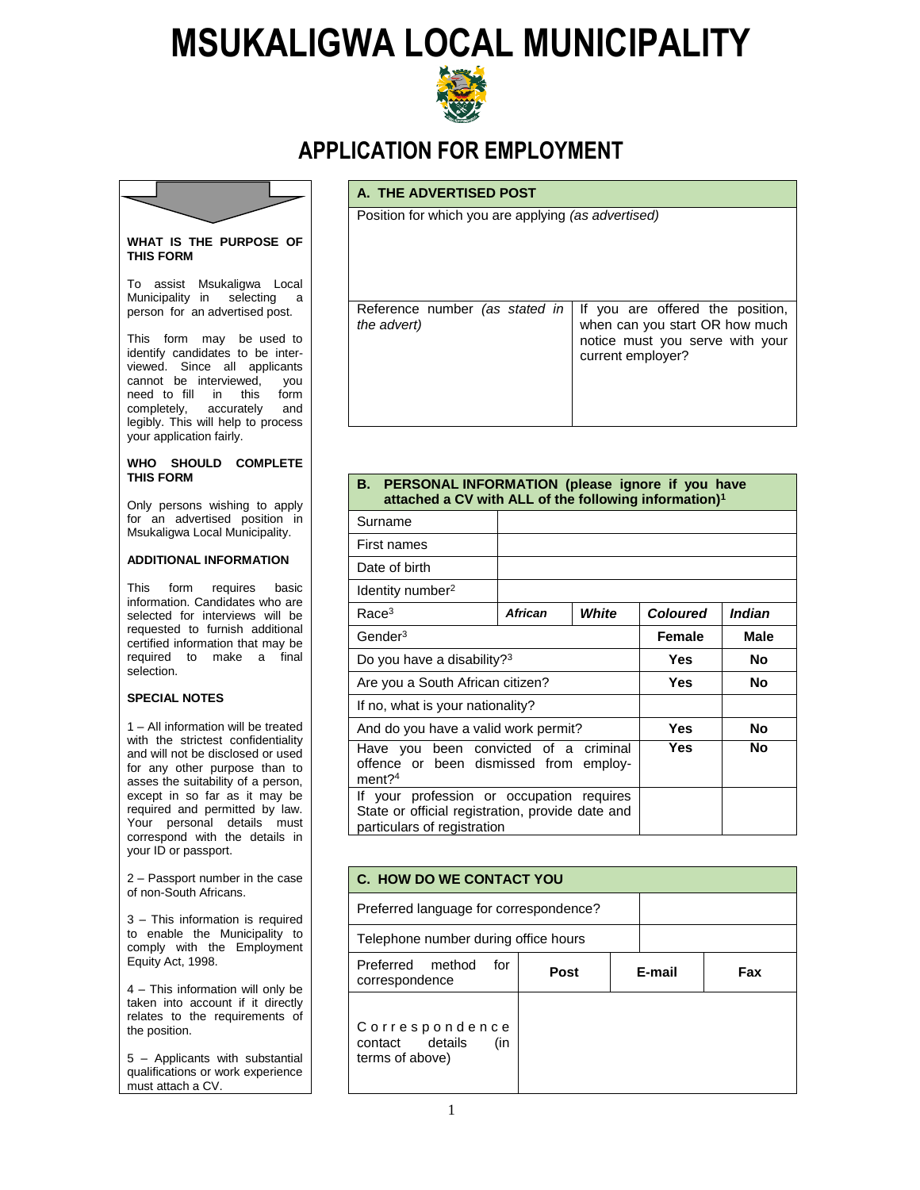# MSUKALIGWA LOCAL MUNICIPALITY

## APPLICATION FOR EMPLOYMENT

**WHAT IS THE PURPOSE OF THIS FORM**

To assist Msukaligwa Local Municipality in selecting a person for an advertised post.

This form may be used to identify candidates to be interviewed. Since all applicants cannot be interviewed, you need to fill in this form completely, accurately and legibly. This will help to process your application fairly.

**WHO SHOULD COMPLETE THIS FORM**

Only persons wishing to apply for an advertised position in Msukaligwa Local Municipality.

**ADDITIONAL INFORMATION**

This form requires basic information. Candidates who are selected for interviews will be requested to furnish additional certified information that may be required to make a final selection.

**SPECIAL NOTES**

1 – All information will be treated with the strictest confidentiality and will not be disclosed or used for any other purpose than to asses the suitability of a person, except in so far as it may be required and permitted by law. Your personal details must correspond with the details in your ID or passport.

2 – Passport number in the case of non-South Africans.

3 – This information is required to enable the Municipality to comply with the Employment Equity Act, 1998.

4 – This information will only be taken into account if it directly relates to the requirements of the position.

5 – Applicants with substantial qualifications or work experience must attach a CV.

| **A. THE ADVERTISED POST** | |
|---|---|
| Position for which you are applying *(as advertised)* | |
| Reference number *(as stated in the advert)* | If you are offered the position, when can you start OR how much notice must you serve with your current employer? |

| **B. PERSONAL INFORMATION (please ignore if you have attached a CV with ALL of the following information)[1]** | | | | |
|---|---|---|---|---|
| Surname | | | | |
| First names | | | | |
| Date of birth | | | | |
| Identity number[2] | | | | |
| Race[3] | ***African*** | ***White*** | ***Coloured*** | ***Indian*** |
| Gender[3] | | | **Female** | **Male** |
| Do you have a disability?[3] | | | **Yes** | **No** |
| Are you a South African citizen? | | | **Yes** | **No** |
| If no, what is your nationality? | | | | |
| And do you have a valid work permit? | | | **Yes** | **No** |
| Have you been convicted of a criminal offence or been dismissed from employment?[4] | | | **Yes** | **No** |
| If your profession or occupation requires State or official registration, provide date and particulars of registration | | | | |

| **C. HOW DO WE CONTACT YOU** | | | |
|---|---|---|---|
| Preferred language for correspondence? | | | |
| Telephone number during office hours | | | |
| Preferred method for correspondence | **Post** | **E-mail** | **Fax** |
| Correspondence contact details (in terms of above) | | | |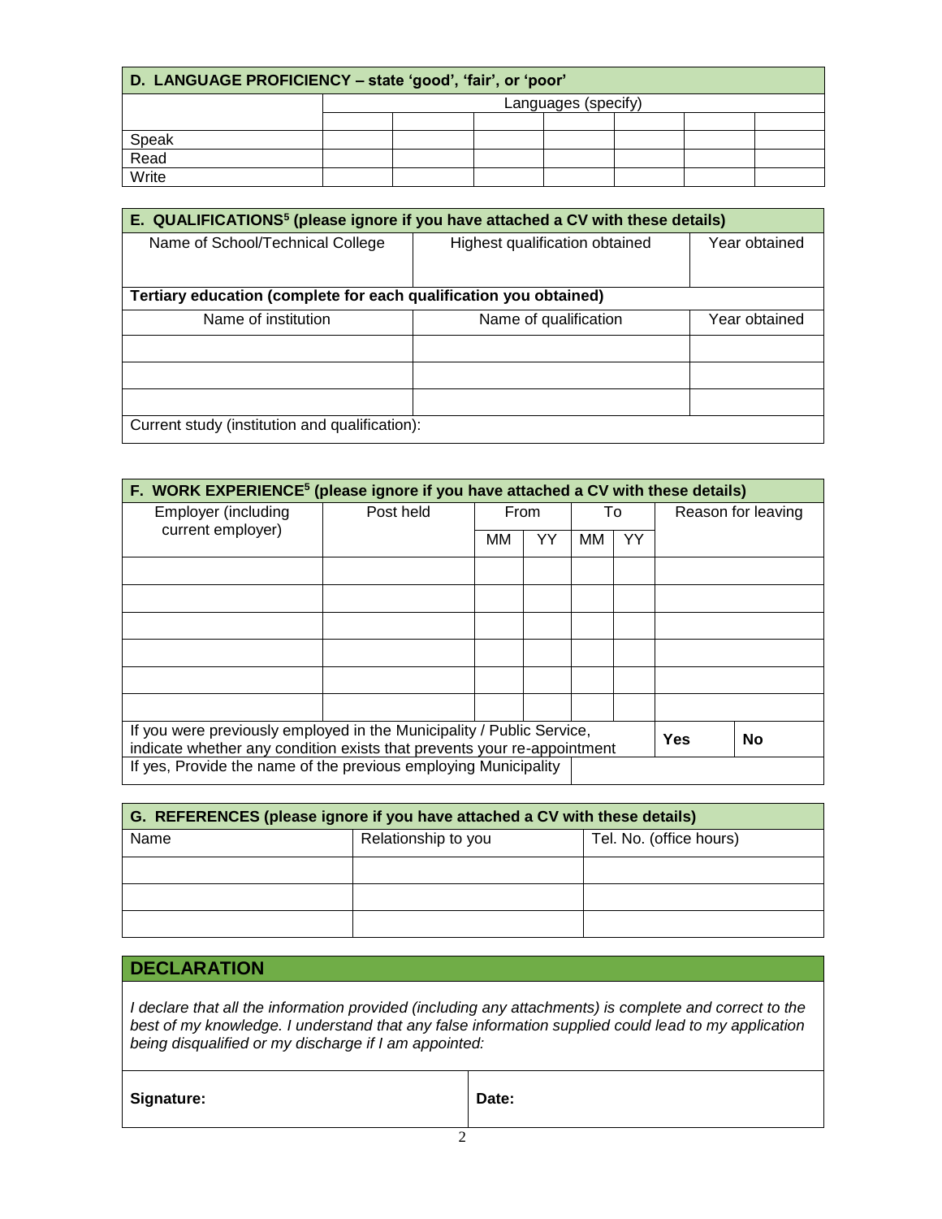## D. LANGUAGE PROFICIENCY – state 'good', 'fair', or 'poor'

| | Languages (specify) | | | | | | |
|---|---|---|---|---|---|---|---|
| | | | | | | | |
| Speak | | | | | | | |
| Read | | | | | | | |
| Write | | | | | | | |

## E. QUALIFICATIONS[5] (please ignore if you have attached a CV with these details)

| Name of School/Technical College | Highest qualification obtained | Year obtained |
|---|---|---|
| | | |

**Tertiary education (complete for each qualification you obtained)**

| Name of institution | Name of qualification | Year obtained |
|---|---|---|
| | | |
| | | |
| | | |

Current study (institution and qualification):

## F. WORK EXPERIENCE[5] (please ignore if you have attached a CV with these details)

| Employer (including current employer) | Post held | From | | To | | Reason for leaving |
|---|---|---|---|---|---|---|
| | | MM | YY | MM | YY | |
| | | | | | | |
| | | | | | | |
| | | | | | | |
| | | | | | | |
| | | | | | | |
| | | | | | | |

| | | |
|---|---|---|
| If you were previously employed in the Municipality / Public Service, indicate whether any condition exists that prevents your re-appointment | **Yes** | **No** |
| If yes, Provide the name of the previous employing Municipality | | |

## G. REFERENCES (please ignore if you have attached a CV with these details)

| Name | Relationship to you | Tel. No. (office hours) |
|---|---|---|
| | | |
| | | |
| | | |

## DECLARATION

*I declare that all the information provided (including any attachments) is complete and correct to the best of my knowledge. I understand that any false information supplied could lead to my application being disqualified or my discharge if I am appointed:*

| | |
|---|---|
| **Signature:** | **Date:** |